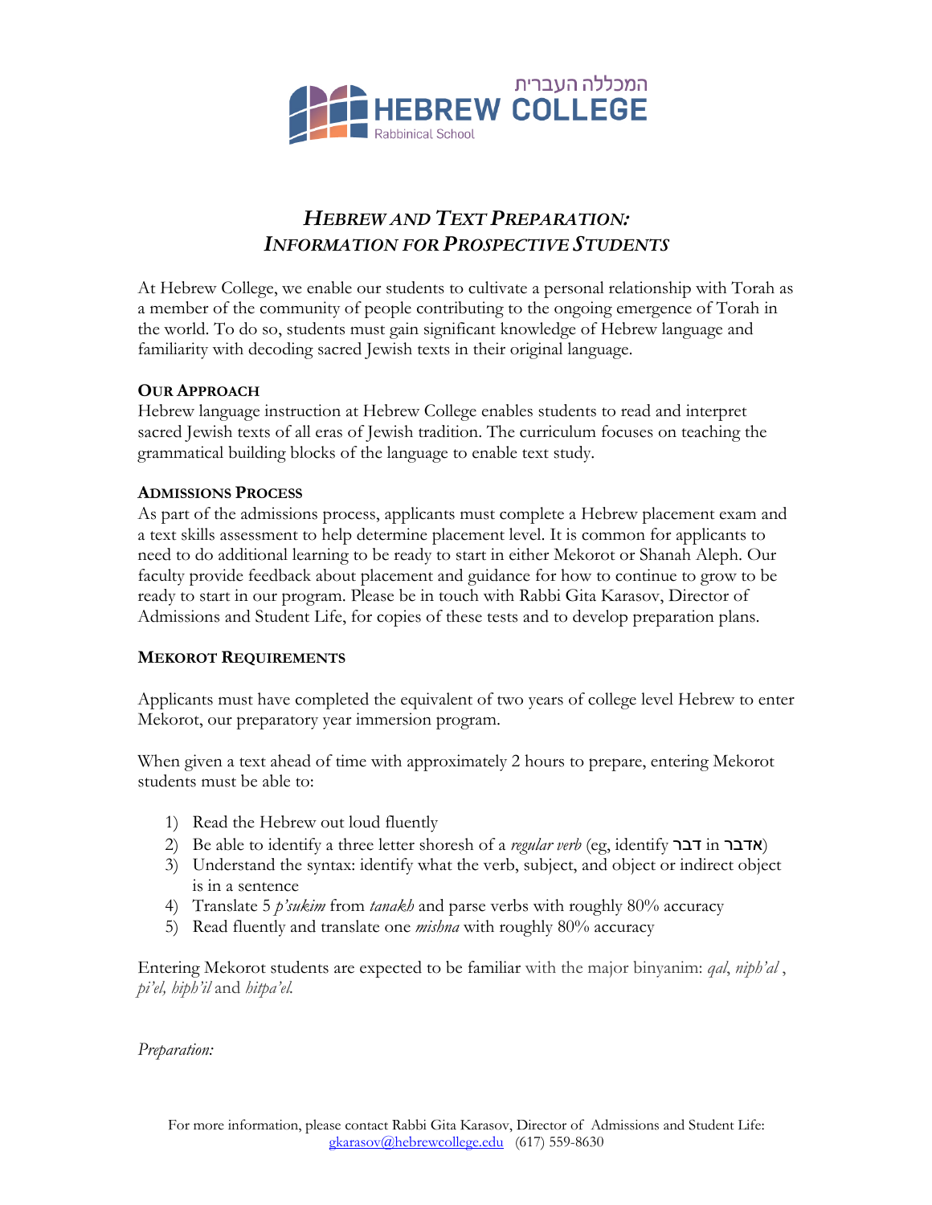המכללה העברית
HEBREW COLLEGE
Rabbinical School

# *HEBREW AND TEXT PREPARATION: INFORMATION FOR PROSPECTIVE STUDENTS*

At Hebrew College, we enable our students to cultivate a personal relationship with Torah as a member of the community of people contributing to the ongoing emergence of Torah in the world. To do so, students must gain significant knowledge of Hebrew language and familiarity with decoding sacred Jewish texts in their original language.

**OUR APPROACH**

Hebrew language instruction at Hebrew College enables students to read and interpret sacred Jewish texts of all eras of Jewish tradition. The curriculum focuses on teaching the grammatical building blocks of the language to enable text study.

**ADMISSIONS PROCESS**

As part of the admissions process, applicants must complete a Hebrew placement exam and a text skills assessment to help determine placement level. It is common for applicants to need to do additional learning to be ready to start in either Mekorot or Shanah Aleph. Our faculty provide feedback about placement and guidance for how to continue to grow to be ready to start in our program. Please be in touch with Rabbi Gita Karasov, Director of Admissions and Student Life, for copies of these tests and to develop preparation plans.

**MEKOROT REQUIREMENTS**

Applicants must have completed the equivalent of two years of college level Hebrew to enter Mekorot, our preparatory year immersion program.

When given a text ahead of time with approximately 2 hours to prepare, entering Mekorot students must be able to:

1) Read the Hebrew out loud fluently
2) Be able to identify a three letter shoresh of a *regular verb* (eg, identify דבר in אדבר)
3) Understand the syntax: identify what the verb, subject, and object or indirect object is in a sentence
4) Translate 5 *p'sukim* from *tanakh* and parse verbs with roughly 80% accuracy
5) Read fluently and translate one *mishna* with roughly 80% accuracy

Entering Mekorot students are expected to be familiar with the major binyanim: *qal*, *niph'al* , *pi'el, hiph'il* and *hitpa'el.*

*Preparation:*

For more information, please contact Rabbi Gita Karasov, Director of Admissions and Student Life: gkarasov@hebrewcollege.edu (617) 559-8630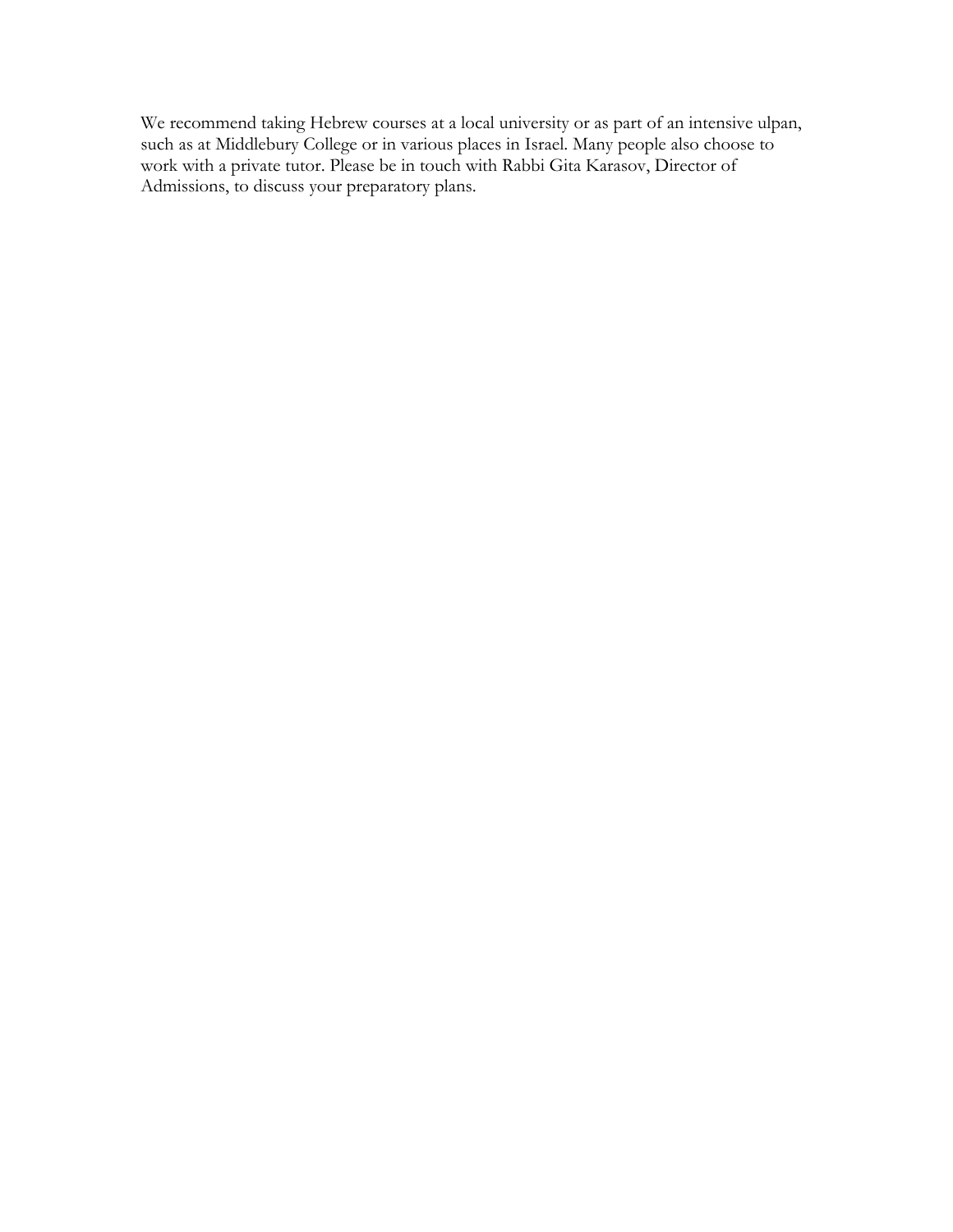We recommend taking Hebrew courses at a local university or as part of an intensive ulpan, such as at Middlebury College or in various places in Israel. Many people also choose to work with a private tutor. Please be in touch with Rabbi Gita Karasov, Director of Admissions, to discuss your preparatory plans.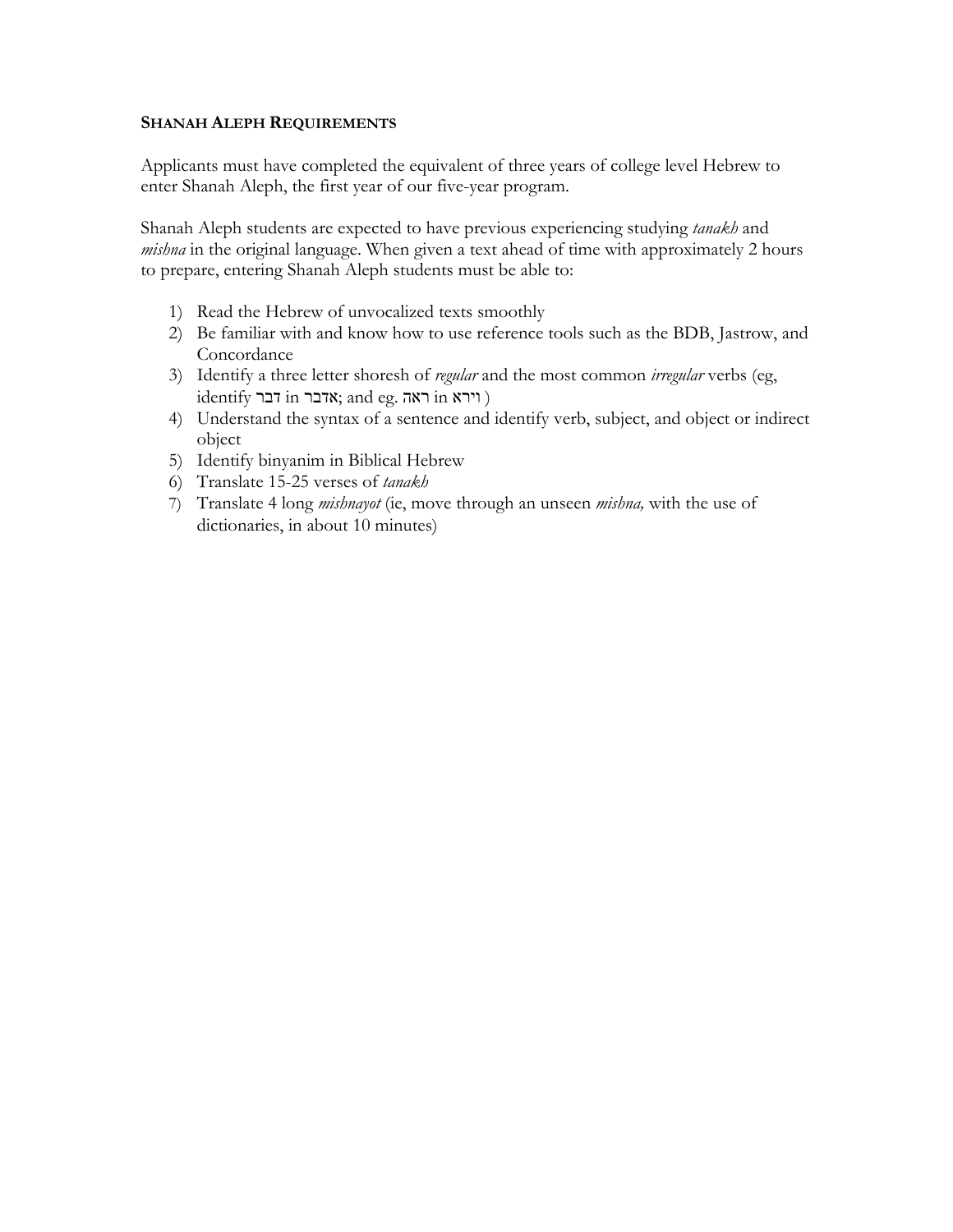**SHANAH ALEPH REQUIREMENTS**

Applicants must have completed the equivalent of three years of college level Hebrew to enter Shanah Aleph, the first year of our five-year program.

Shanah Aleph students are expected to have previous experiencing studying *tanakh* and *mishna* in the original language. When given a text ahead of time with approximately 2 hours to prepare, entering Shanah Aleph students must be able to:

1) Read the Hebrew of unvocalized texts smoothly
2) Be familiar with and know how to use reference tools such as the BDB, Jastrow, and Concordance
3) Identify a three letter shoresh of *regular* and the most common *irregular* verbs (eg, identify דבר in אדבר; and eg. ראה in וירא )
4) Understand the syntax of a sentence and identify verb, subject, and object or indirect object
5) Identify binyanim in Biblical Hebrew
6) Translate 15-25 verses of *tanakh*
7) Translate 4 long *mishnayot* (ie, move through an unseen *mishna,* with the use of dictionaries, in about 10 minutes)